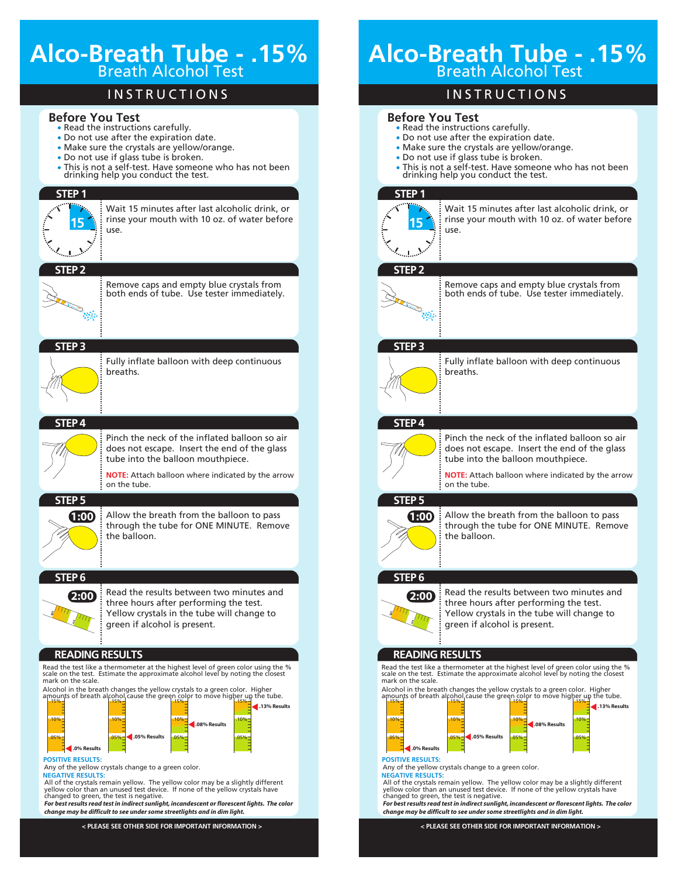# Alco-Breath Tube - .15%

## Breath Alcohol Test

### INSTRUCTIONS

### Before You Test

- Read the instructions carefully.
- Do not use after the expiration date.
- Make sure the crystals are yellow/orange.
- Do not use if glass tube is broken.
- This is not a self-test. Have someone who has not been drinking help you conduct the test.

### STEP 1

Wait 15 minutes after last alcoholic drink, or rinse your mouth with 10 oz. of water before use.

### STEP 2

Remove caps and empty blue crystals from both ends of tube. Use tester immediately.

### STEP 3

Fully inflate balloon with deep continuous breaths.

### STEP 4

Pinch the neck of the inflated balloon so air does not escape. Insert the end of the glass tube into the balloon mouthpiece.

**NOTE:** Attach balloon where indicated by the arrow on the tube.

### STEP 5

Allow the breath from the balloon to pass through the tube for ONE MINUTE. Remove the balloon.

### STEP 6

Read the results between two minutes and three hours after performing the test. Yellow crystals in the tube will change to green if alcohol is present.

### READING RESULTS

Read the test like a thermometer at the highest level of green color using the % scale on the test. Estimate the approximate alcohol level by noting the closest mark on the scale.

Alcohol in the breath changes the yellow crystals to a green color. Higher amounts of breath alcohol cause the green color to move higher up the tube.

.15%
.10%
.05%
.0% Results
.05% Results
.08% Results
.13% Results

**POSITIVE RESULTS:**
Any of the yellow crystals change to a green color.

**NEGATIVE RESULTS:**
All of the crystals remain yellow. The yellow color may be a slightly different yellow color than an unused test device. If none of the yellow crystals have changed to green, the test is negative.

***For best results read test in indirect sunlight, incandescent or florescent lights. The color change may be difficult to see under some streetlights and in dim light.***

< PLEASE SEE OTHER SIDE FOR IMPORTANT INFORMATION >

# Alco-Breath Tube - .15%

## Breath Alcohol Test

### INSTRUCTIONS

### Before You Test

- Read the instructions carefully.
- Do not use after the expiration date.
- Make sure the crystals are yellow/orange.
- Do not use if glass tube is broken.
- This is not a self-test. Have someone who has not been drinking help you conduct the test.

### STEP 1

Wait 15 minutes after last alcoholic drink, or rinse your mouth with 10 oz. of water before use.

### STEP 2

Remove caps and empty blue crystals from both ends of tube. Use tester immediately.

### STEP 3

Fully inflate balloon with deep continuous breaths.

### STEP 4

Pinch the neck of the inflated balloon so air does not escape. Insert the end of the glass tube into the balloon mouthpiece.

**NOTE:** Attach balloon where indicated by the arrow on the tube.

### STEP 5

Allow the breath from the balloon to pass through the tube for ONE MINUTE. Remove the balloon.

### STEP 6

Read the results between two minutes and three hours after performing the test. Yellow crystals in the tube will change to green if alcohol is present.

### READING RESULTS

Read the test like a thermometer at the highest level of green color using the % scale on the test. Estimate the approximate alcohol level by noting the closest mark on the scale.

Alcohol in the breath changes the yellow crystals to a green color. Higher amounts of breath alcohol cause the green color to move higher up the tube.

.15%
.10%
.05%
.0% Results
.05% Results
.08% Results
.13% Results

**POSITIVE RESULTS:**
Any of the yellow crystals change to a green color.

**NEGATIVE RESULTS:**
All of the crystals remain yellow. The yellow color may be a slightly different yellow color than an unused test device. If none of the yellow crystals have changed to green, the test is negative.

***For best results read test in indirect sunlight, incandescent or florescent lights. The color change may be difficult to see under some streetlights and in dim light.***

< PLEASE SEE OTHER SIDE FOR IMPORTANT INFORMATION >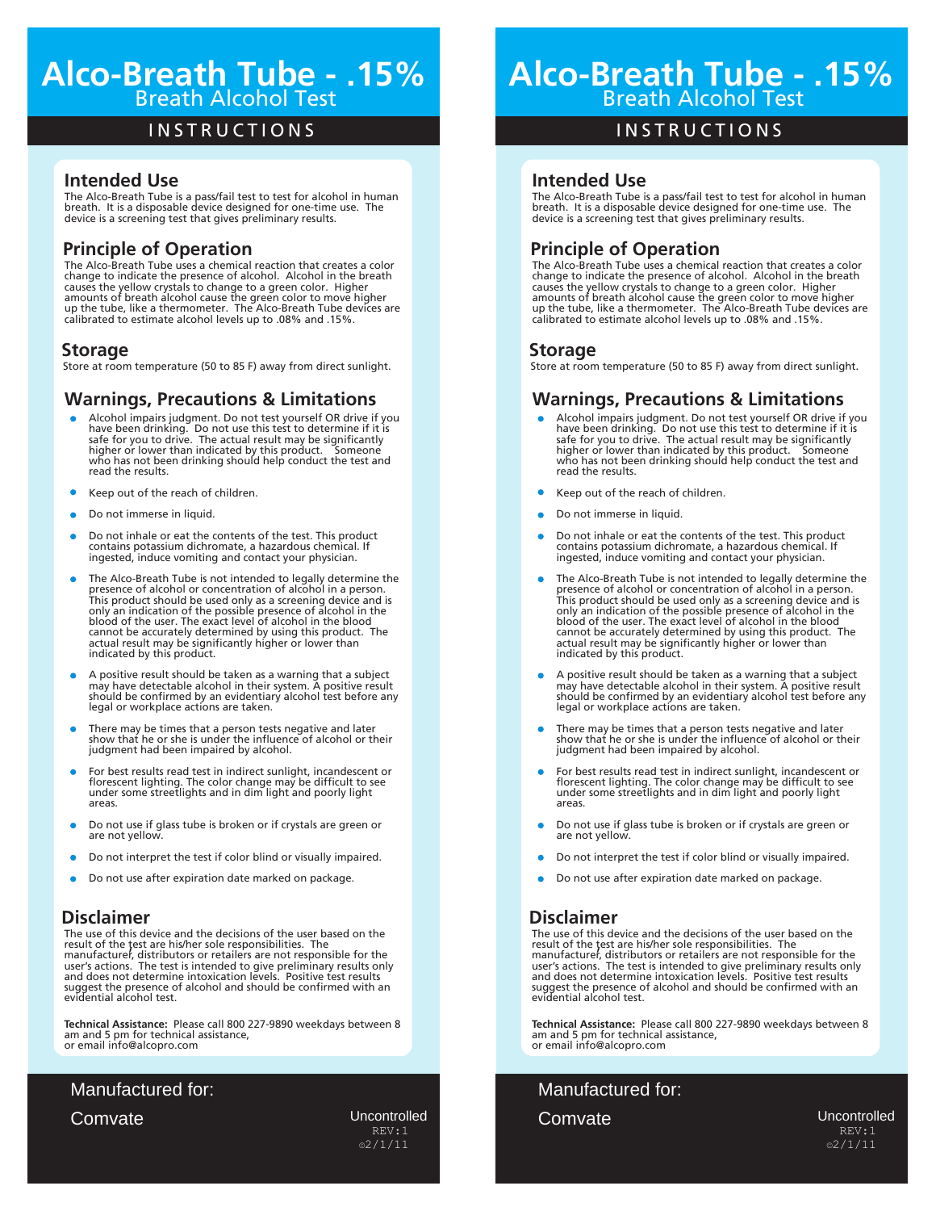# Alco-Breath Tube - .15%

Breath Alcohol Test

## INSTRUCTIONS

### Intended Use

The Alco-Breath Tube is a pass/fail test to test for alcohol in human breath. It is a disposable device designed for one-time use. The device is a screening test that gives preliminary results.

### Principle of Operation

The Alco-Breath Tube uses a chemical reaction that creates a color change to indicate the presence of alcohol. Alcohol in the breath causes the yellow crystals to change to a green color. Higher amounts of breath alcohol cause the green color to move higher up the tube, like a thermometer. The Alco-Breath Tube devices are calibrated to estimate alcohol levels up to .08% and .15%.

### Storage

Store at room temperature (50 to 85 F) away from direct sunlight.

### Warnings, Precautions & Limitations

- Alcohol impairs judgment. Do not test yourself OR drive if you have been drinking. Do not use this test to determine if it is safe for you to drive. The actual result may be significantly higher or lower than indicated by this product. Someone who has not been drinking should help conduct the test and read the results.
- Keep out of the reach of children.
- Do not immerse in liquid.
- Do not inhale or eat the contents of the test. This product contains potassium dichromate, a hazardous chemical. If ingested, induce vomiting and contact your physician.
- The Alco-Breath Tube is not intended to legally determine the presence of alcohol or concentration of alcohol in a person. This product should be used only as a screening device and is only an indication of the possible presence of alcohol in the blood of the user. The exact level of alcohol in the blood cannot be accurately determined by using this product. The actual result may be significantly higher or lower than indicated by this product.
- A positive result should be taken as a warning that a subject may have detectable alcohol in their system. A positive result should be confirmed by an evidentiary alcohol test before any legal or workplace actions are taken.
- There may be times that a person tests negative and later show that he or she is under the influence of alcohol or their judgment had been impaired by alcohol.
- For best results read test in indirect sunlight, incandescent or florescent lighting. The color change may be difficult to see under some streetlights and in dim light and poorly light areas.
- Do not use if glass tube is broken or if crystals are green or are not yellow.
- Do not interpret the test if color blind or visually impaired.
- Do not use after expiration date marked on package.

### Disclaimer

The use of this device and the decisions of the user based on the result of the test are his/her sole responsibilities. The manufacturer, distributors or retailers are not responsible for the user's actions. The test is intended to give preliminary results only and does not determine intoxication levels. Positive test results suggest the presence of alcohol and should be confirmed with an evidential alcohol test.

**Technical Assistance:** Please call 800 227-9890 weekdays between 8 am and 5 pm for technical assistance, or email info@alcopro.com

Manufactured for:

Comvate

Uncontrolled
REV:1
©2/1/11

# Alco-Breath Tube - .15%

Breath Alcohol Test

## INSTRUCTIONS

### Intended Use

The Alco-Breath Tube is a pass/fail test to test for alcohol in human breath. It is a disposable device designed for one-time use. The device is a screening test that gives preliminary results.

### Principle of Operation

The Alco-Breath Tube uses a chemical reaction that creates a color change to indicate the presence of alcohol. Alcohol in the breath causes the yellow crystals to change to a green color. Higher amounts of breath alcohol cause the green color to move higher up the tube, like a thermometer. The Alco-Breath Tube devices are calibrated to estimate alcohol levels up to .08% and .15%.

### Storage

Store at room temperature (50 to 85 F) away from direct sunlight.

### Warnings, Precautions & Limitations

- Alcohol impairs judgment. Do not test yourself OR drive if you have been drinking. Do not use this test to determine if it is safe for you to drive. The actual result may be significantly higher or lower than indicated by this product. Someone who has not been drinking should help conduct the test and read the results.
- Keep out of the reach of children.
- Do not immerse in liquid.
- Do not inhale or eat the contents of the test. This product contains potassium dichromate, a hazardous chemical. If ingested, induce vomiting and contact your physician.
- The Alco-Breath Tube is not intended to legally determine the presence of alcohol or concentration of alcohol in a person. This product should be used only as a screening device and is only an indication of the possible presence of alcohol in the blood of the user. The exact level of alcohol in the blood cannot be accurately determined by using this product. The actual result may be significantly higher or lower than indicated by this product.
- A positive result should be taken as a warning that a subject may have detectable alcohol in their system. A positive result should be confirmed by an evidentiary alcohol test before any legal or workplace actions are taken.
- There may be times that a person tests negative and later show that he or she is under the influence of alcohol or their judgment had been impaired by alcohol.
- For best results read test in indirect sunlight, incandescent or florescent lighting. The color change may be difficult to see under some streetlights and in dim light and poorly light areas.
- Do not use if glass tube is broken or if crystals are green or are not yellow.
- Do not interpret the test if color blind or visually impaired.
- Do not use after expiration date marked on package.

### Disclaimer

The use of this device and the decisions of the user based on the result of the test are his/her sole responsibilities. The manufacturer, distributors or retailers are not responsible for the user's actions. The test is intended to give preliminary results only and does not determine intoxication levels. Positive test results suggest the presence of alcohol and should be confirmed with an evidential alcohol test.

**Technical Assistance:** Please call 800 227-9890 weekdays between 8 am and 5 pm for technical assistance, or email info@alcopro.com

Manufactured for:

Comvate

Uncontrolled
REV:1
©2/1/11